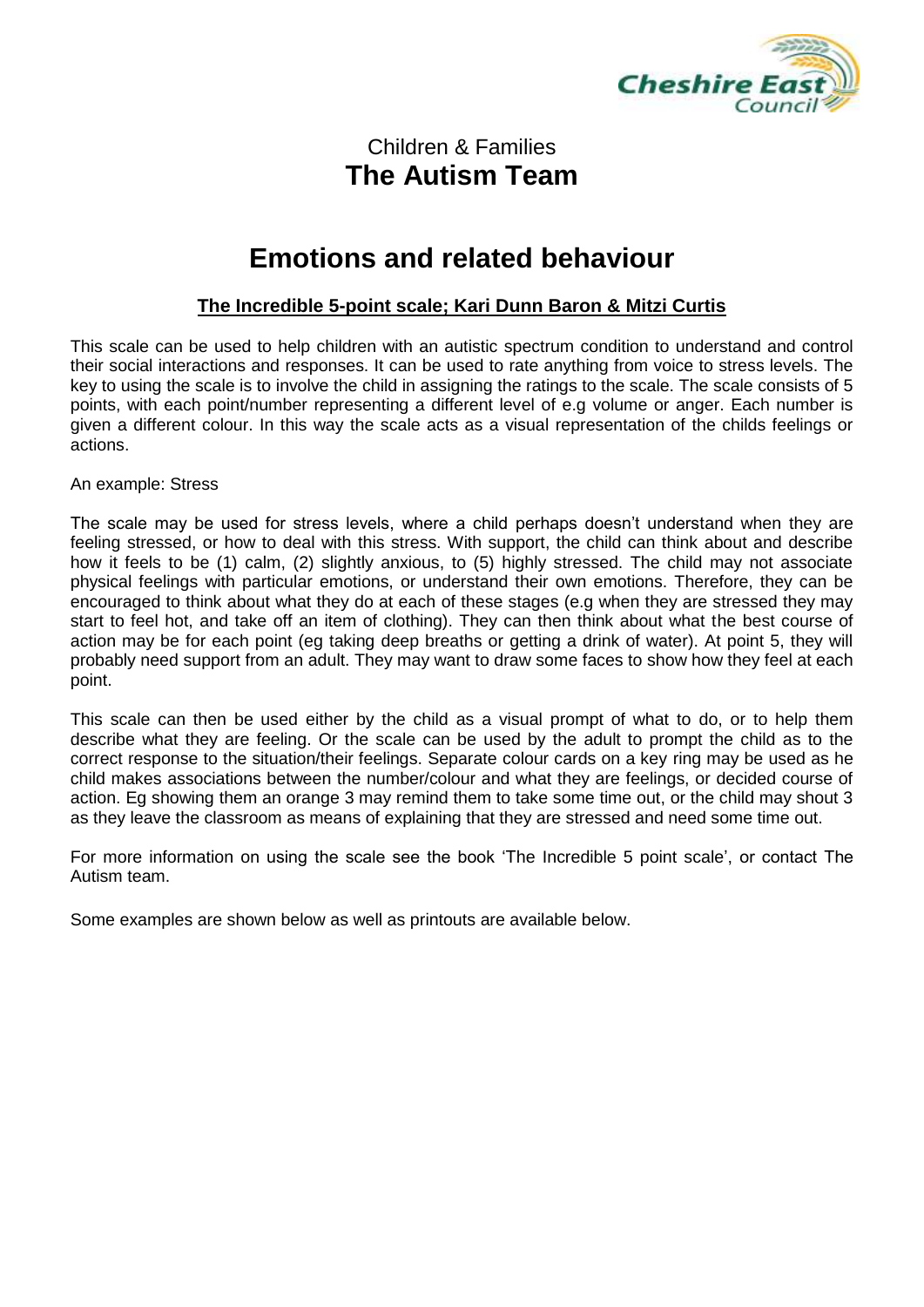Children & Families

# The Autism Team

# Emotions and related behaviour

## The Incredible 5-point scale; Kari Dunn Baron & Mitzi Curtis

This scale can be used to help children with an autistic spectrum condition to understand and control their social interactions and responses. It can be used to rate anything from voice to stress levels. The key to using the scale is to involve the child in assigning the ratings to the scale. The scale consists of 5 points, with each point/number representing a different level of e.g volume or anger. Each number is given a different colour. In this way the scale acts as a visual representation of the childs feelings or actions.

An example: Stress

The scale may be used for stress levels, where a child perhaps doesn't understand when they are feeling stressed, or how to deal with this stress. With support, the child can think about and describe how it feels to be (1) calm, (2) slightly anxious, to (5) highly stressed. The child may not associate physical feelings with particular emotions, or understand their own emotions. Therefore, they can be encouraged to think about what they do at each of these stages (e.g when they are stressed they may start to feel hot, and take off an item of clothing). They can then think about what the best course of action may be for each point (eg taking deep breaths or getting a drink of water). At point 5, they will probably need support from an adult. They may want to draw some faces to show how they feel at each point.

This scale can then be used either by the child as a visual prompt of what to do, or to help them describe what they are feeling. Or the scale can be used by the adult to prompt the child as to the correct response to the situation/their feelings. Separate colour cards on a key ring may be used as he child makes associations between the number/colour and what they are feelings, or decided course of action. Eg showing them an orange 3 may remind them to take some time out, or the child may shout 3 as they leave the classroom as means of explaining that they are stressed and need some time out.

For more information on using the scale see the book 'The Incredible 5 point scale', or contact The Autism team.

Some examples are shown below as well as printouts are available below.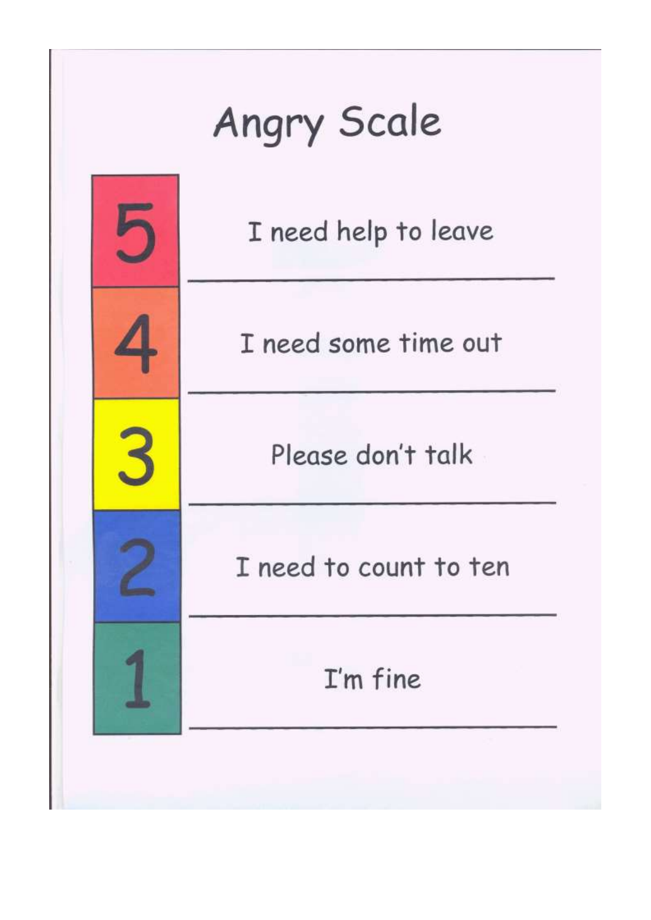# Angry Scale

| | |
|---|---|
| 5 | I need help to leave |
| 4 | I need some time out |
| 3 | Please don't talk |
| 2 | I need to count to ten |
| 1 | I'm fine |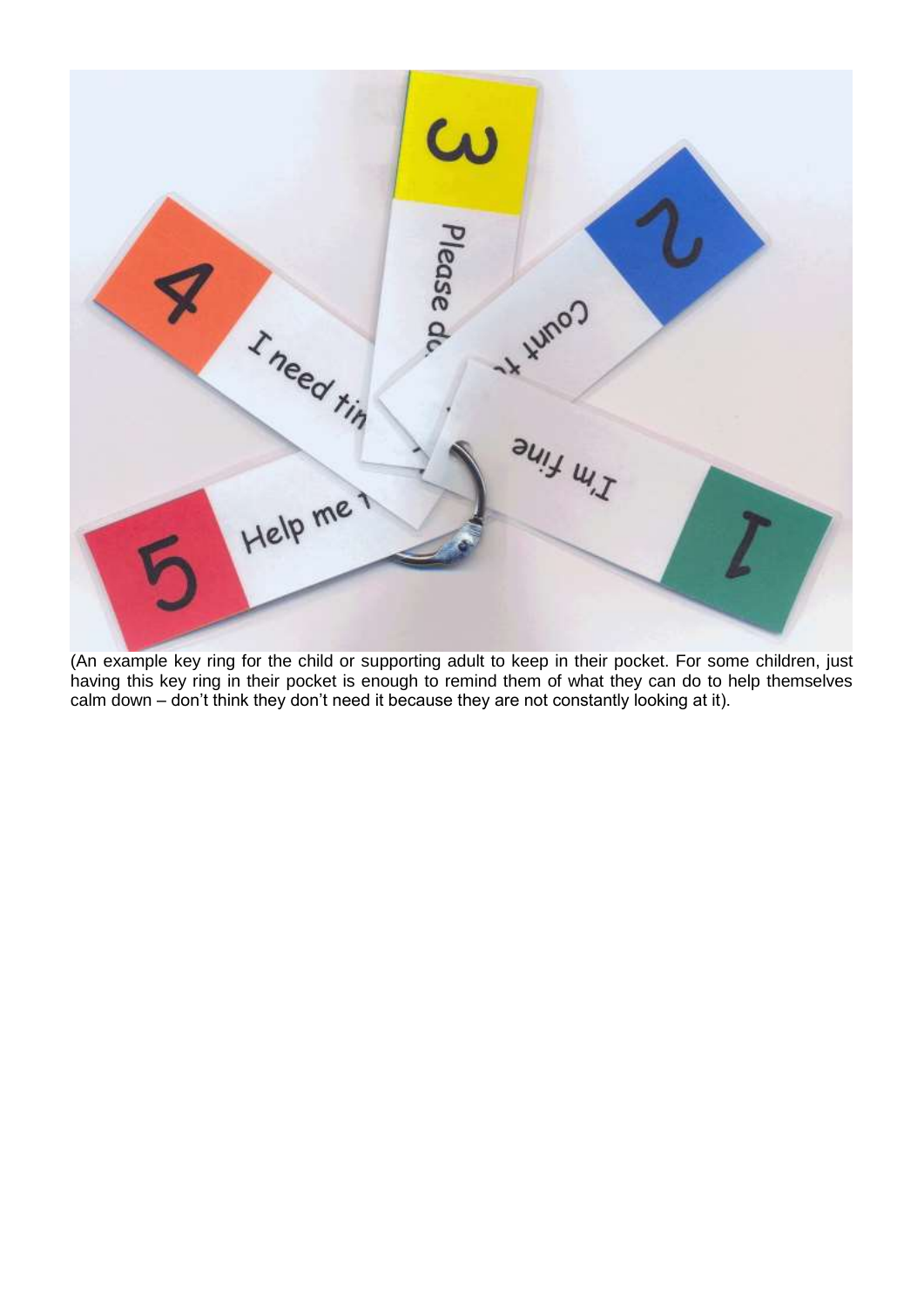(An example key ring for the child or supporting adult to keep in their pocket. For some children, just having this key ring in their pocket is enough to remind them of what they can do to help themselves calm down – don't think they don't need it because they are not constantly looking at it).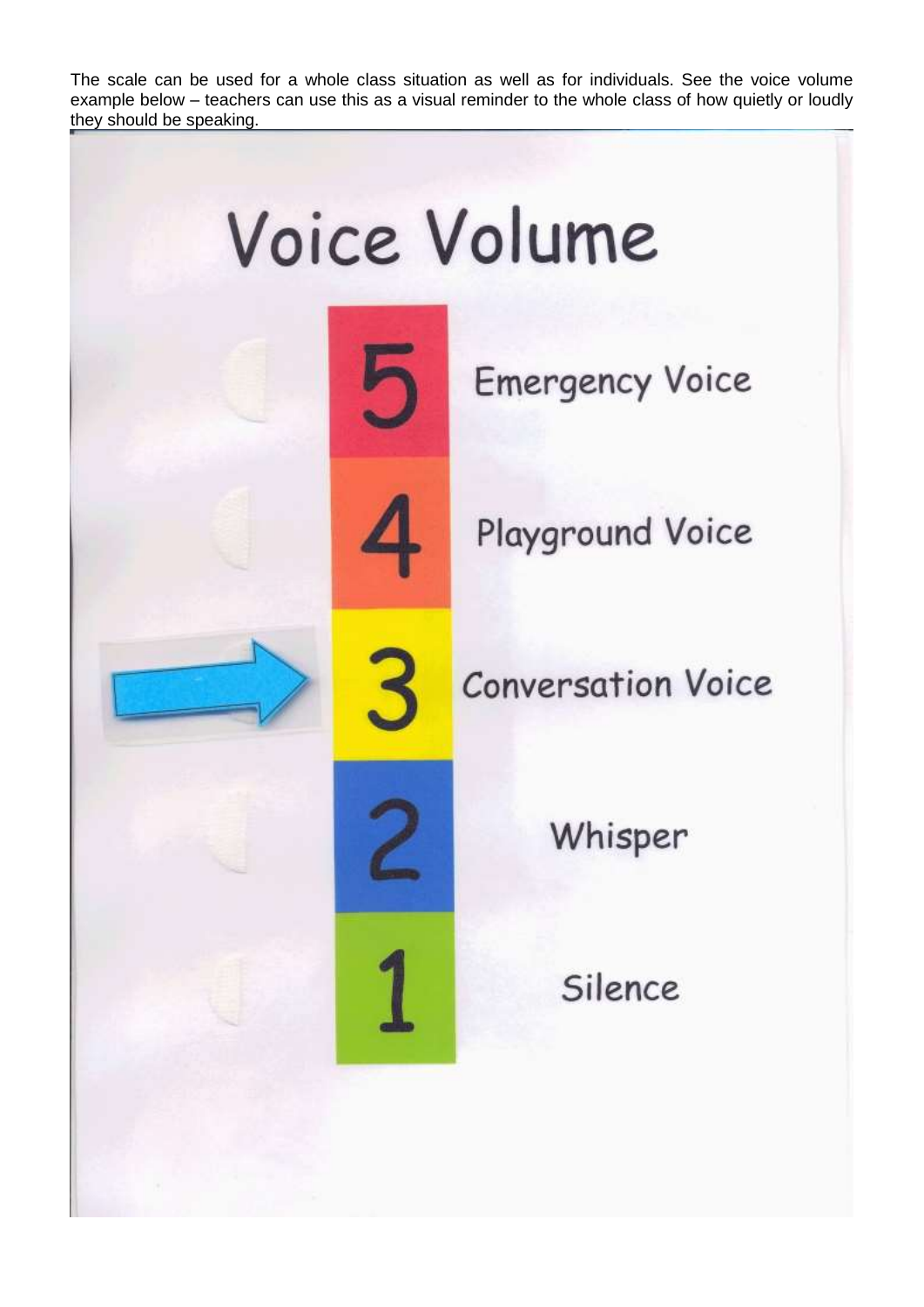The scale can be used for a whole class situation as well as for individuals. See the voice volume example below – teachers can use this as a visual reminder to the whole class of how quietly or loudly they should be speaking.

# Voice Volume

| | |
|---|---|
| 5 | Emergency Voice |
| 4 | Playground Voice |
| 3 | Conversation Voice |
| 2 | Whisper |
| 1 | Silence |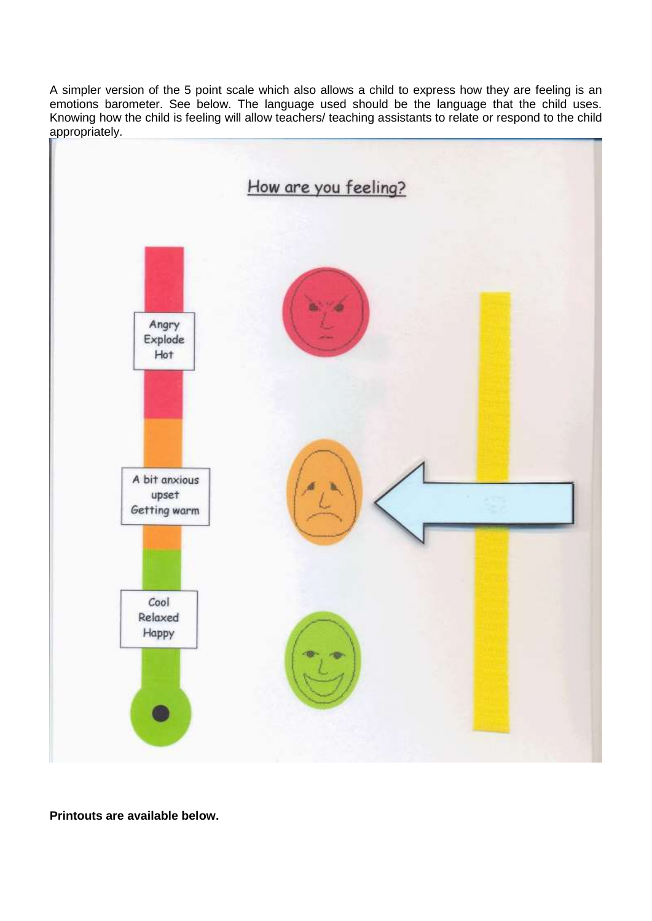A simpler version of the 5 point scale which also allows a child to express how they are feeling is an emotions barometer. See below. The language used should be the language that the child uses. Knowing how the child is feeling will allow teachers/ teaching assistants to relate or respond to the child appropriately.

How are you feeling?

Angry
Explode
Hot

A bit anxious
upset
Getting warm

Cool
Relaxed
Happy

**Printouts are available below.**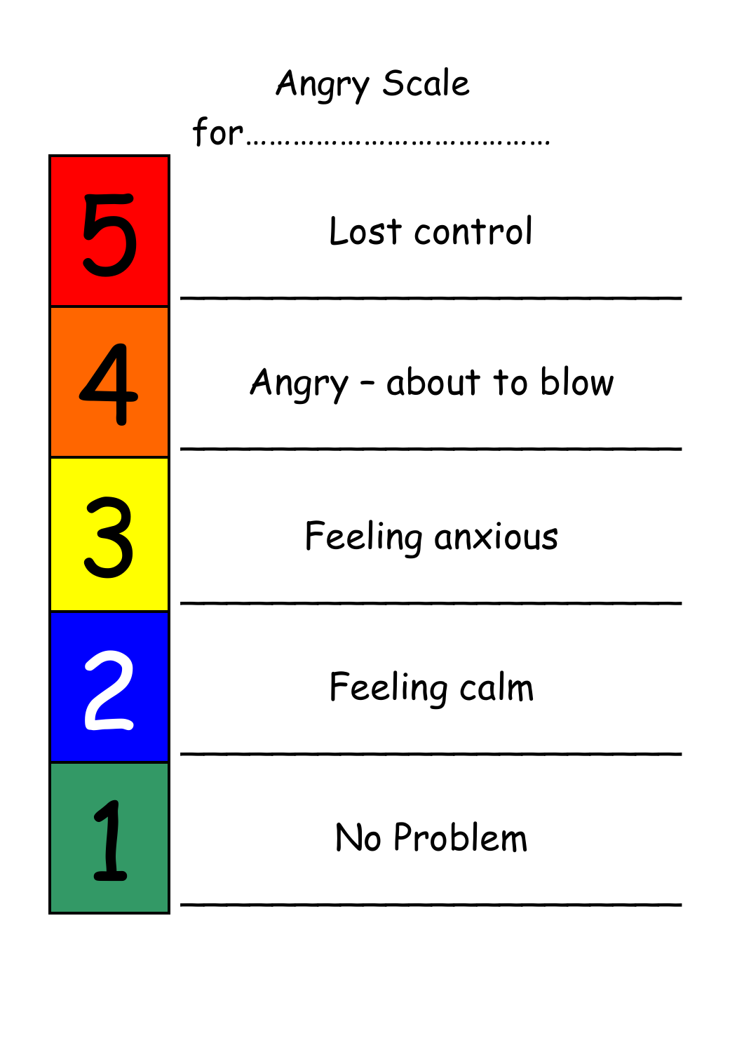# Angry Scale

for…………………………………

| | |
|---|---|
| 5 | Lost control |
| 4 | Angry – about to blow |
| 3 | Feeling anxious |
| 2 | Feeling calm |
| 1 | No Problem |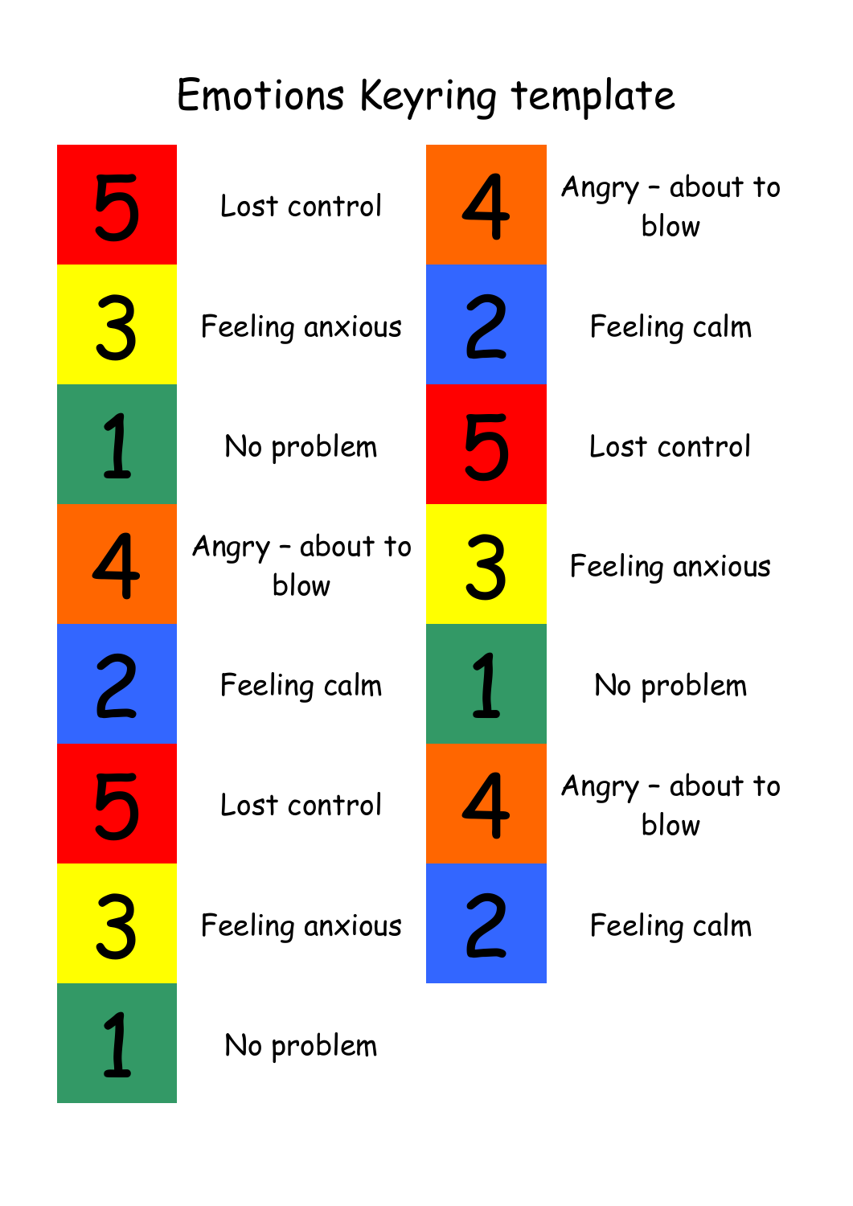# Emotions Keyring template

| | |
|---|---|
| 5 | Lost control |
| 3 | Feeling anxious |
| 1 | No problem |
| 4 | Angry – about to blow |
| 2 | Feeling calm |
| 5 | Lost control |
| 3 | Feeling anxious |
| 1 | No problem |

| | |
|---|---|
| 4 | Angry – about to blow |
| 2 | Feeling calm |
| 5 | Lost control |
| 3 | Feeling anxious |
| 1 | No problem |
| 4 | Angry – about to blow |
| 2 | Feeling calm |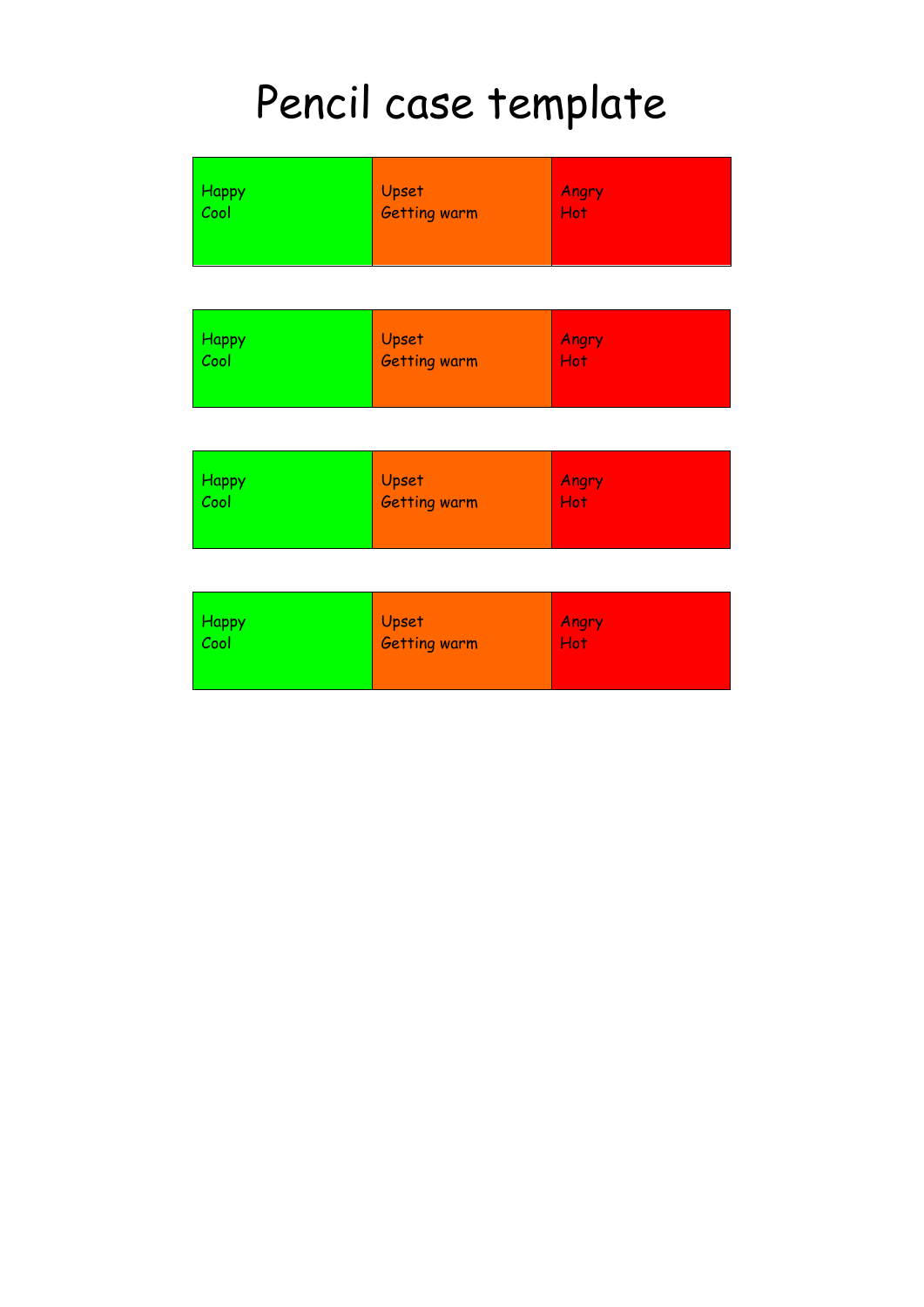# Pencil case template

| Happy<br>Cool | Upset<br>Getting warm | Angry<br>Hot |
|---|---|---|

| Happy<br>Cool | Upset<br>Getting warm | Angry<br>Hot |
|---|---|---|

| Happy<br>Cool | Upset<br>Getting warm | Angry<br>Hot |
|---|---|---|

| Happy<br>Cool | Upset<br>Getting warm | Angry<br>Hot |
|---|---|---|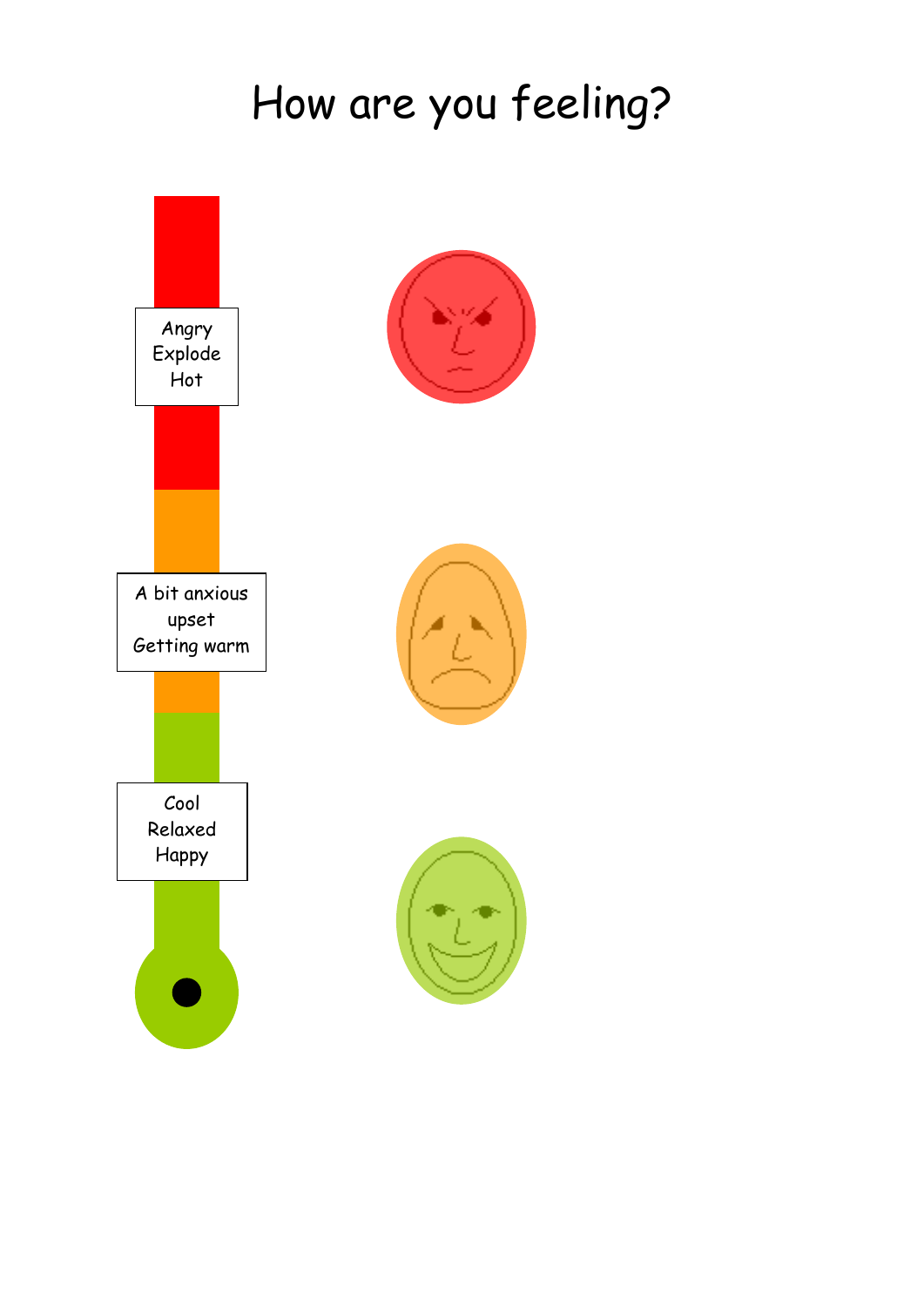# How are you feeling?

Angry
Explode
Hot

A bit anxious
upset
Getting warm

Cool
Relaxed
Happy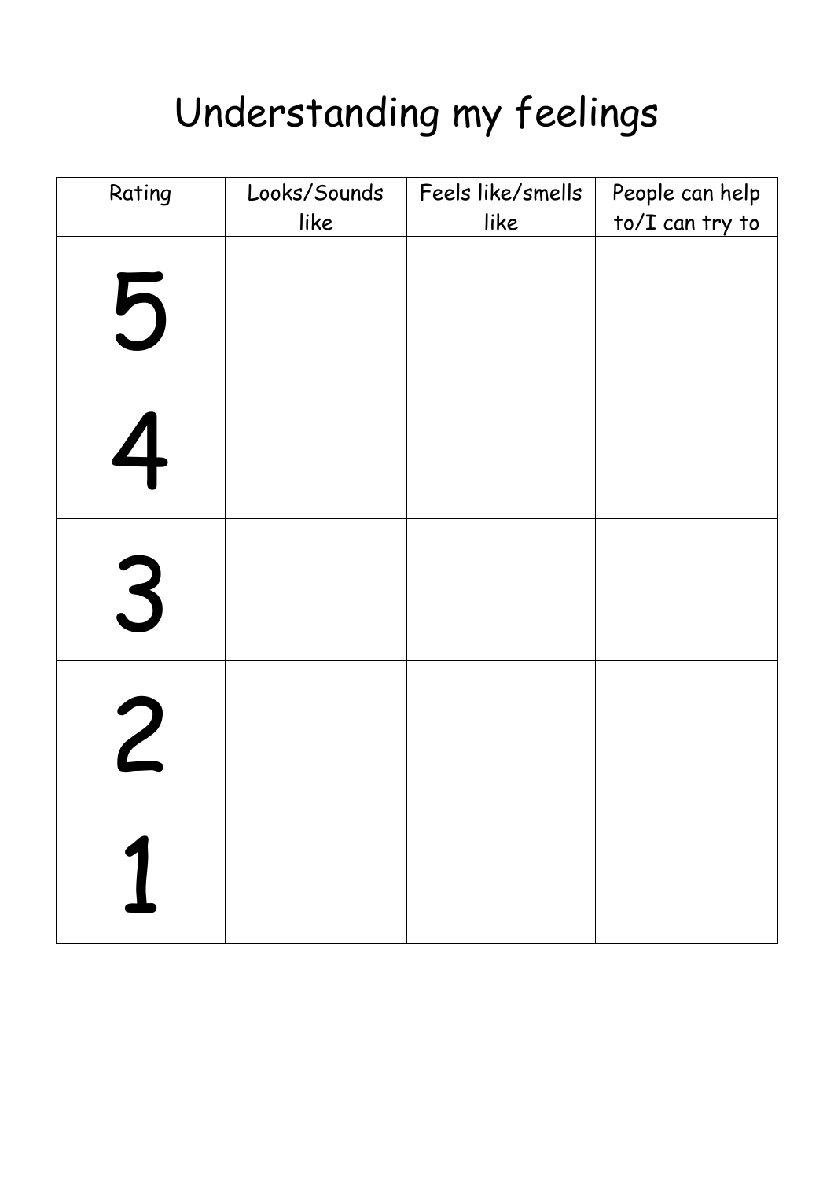# Understanding my feelings

| Rating | Looks/Sounds like | Feels like/smells like | People can help to/I can try to |
|---|---|---|---|
| 5 | | | |
| 4 | | | |
| 3 | | | |
| 2 | | | |
| 1 | | | |